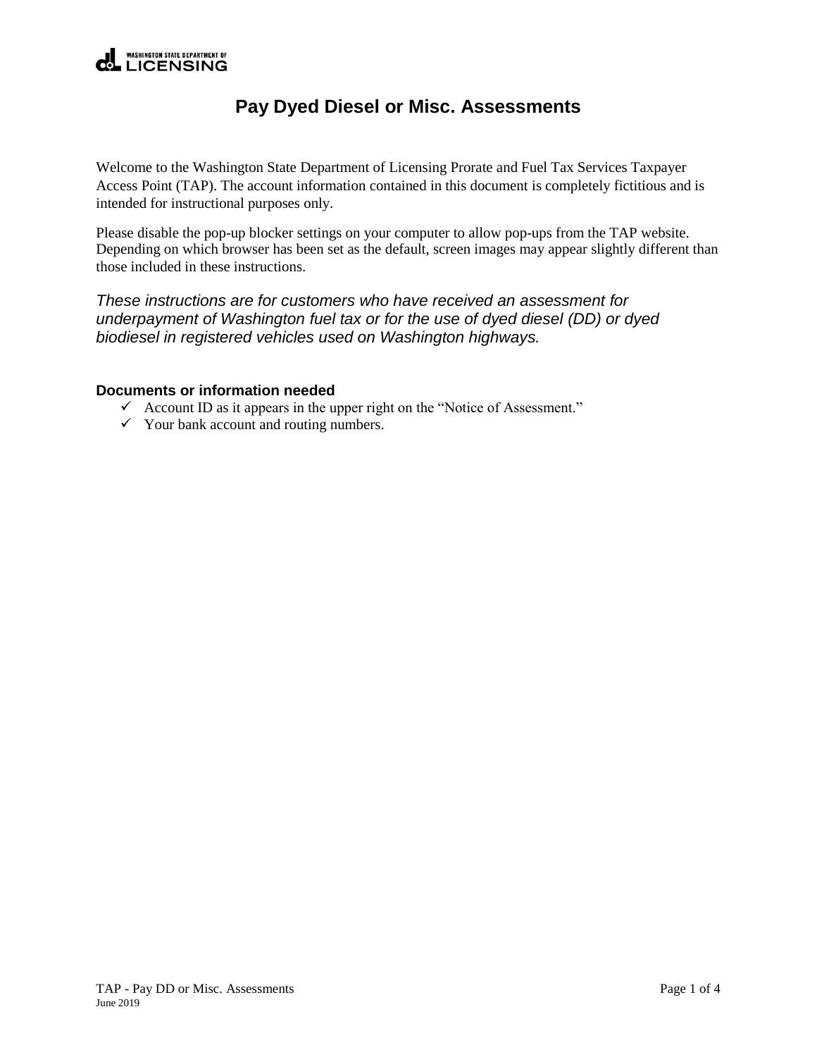WASHINGTON STATE DEPARTMENT OF LICENSING

# Pay Dyed Diesel or Misc. Assessments

Welcome to the Washington State Department of Licensing Prorate and Fuel Tax Services Taxpayer Access Point (TAP). The account information contained in this document is completely fictitious and is intended for instructional purposes only.

Please disable the pop-up blocker settings on your computer to allow pop-ups from the TAP website. Depending on which browser has been set as the default, screen images may appear slightly different than those included in these instructions.

*These instructions are for customers who have received an assessment for underpayment of Washington fuel tax or for the use of dyed diesel (DD) or dyed biodiesel in registered vehicles used on Washington highways.*

### Documents or information needed

- ✓ Account ID as it appears in the upper right on the "Notice of Assessment."
- ✓ Your bank account and routing numbers.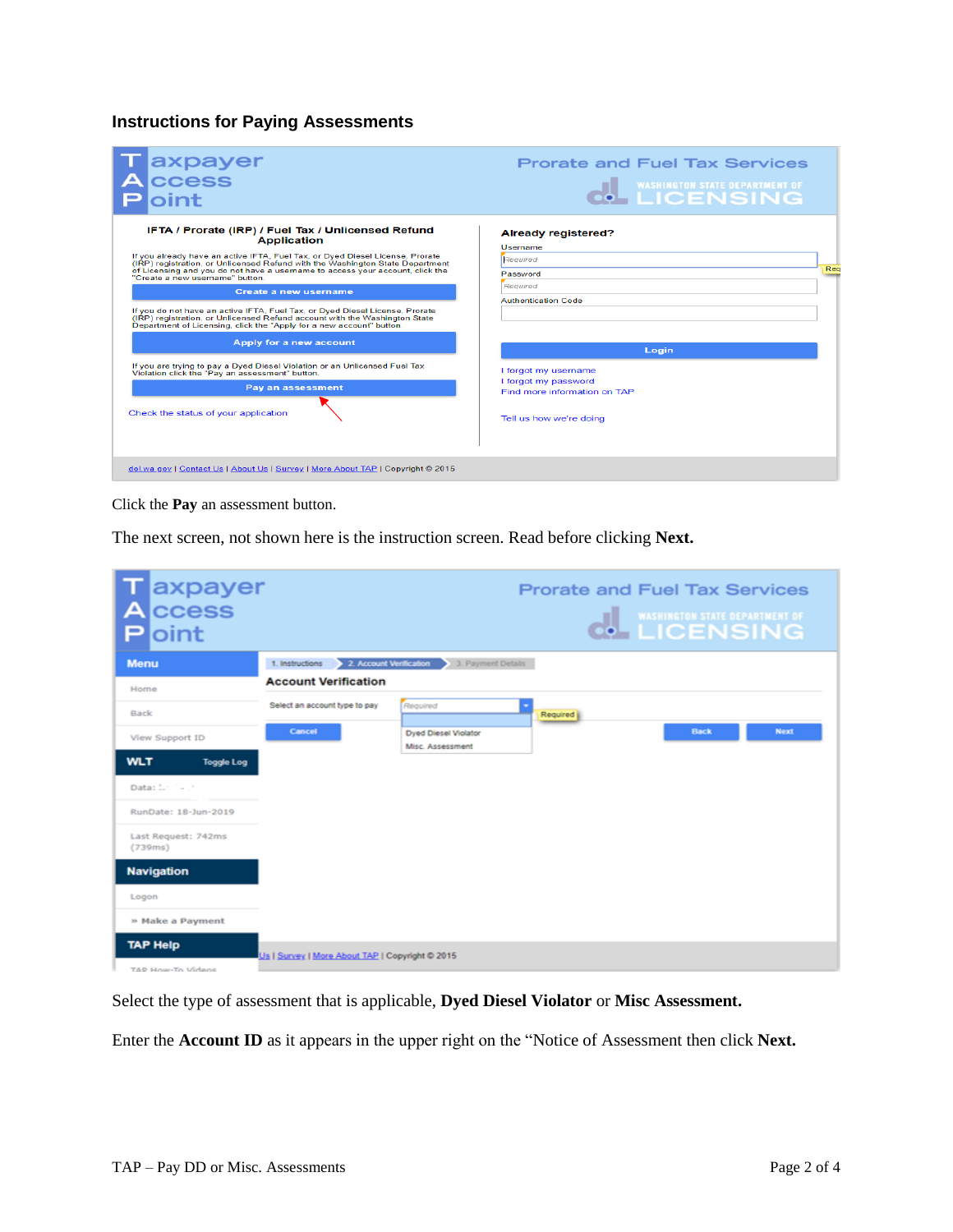### Instructions for Paying Assessments

Click the **Pay** an assessment button.

The next screen, not shown here is the instruction screen. Read before clicking **Next.**

Select the type of assessment that is applicable, **Dyed Diesel Violator** or **Misc Assessment.**

Enter the **Account ID** as it appears in the upper right on the "Notice of Assessment then click **Next.**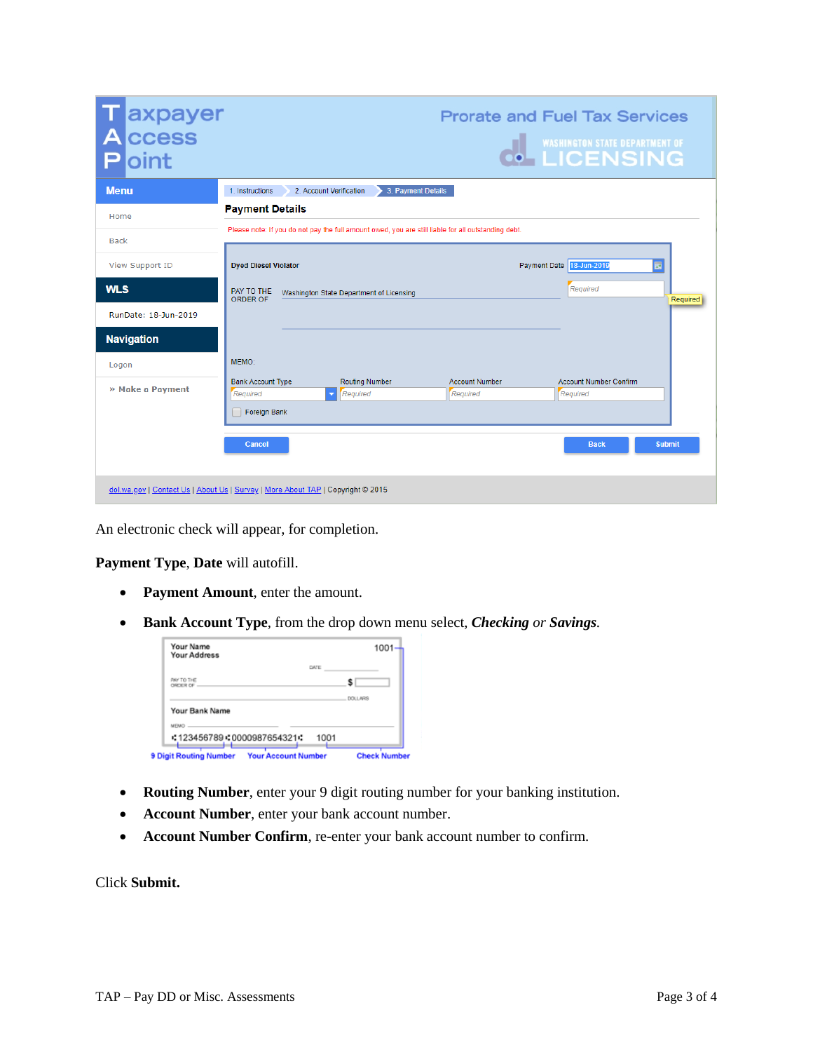An electronic check will appear, for completion.

**Payment Type**, **Date** will autofill.

- **Payment Amount**, enter the amount.
- **Bank Account Type**, from the drop down menu select, ***Checking*** *or* ***Savings***.

- **Routing Number**, enter your 9 digit routing number for your banking institution.
- **Account Number**, enter your bank account number.
- **Account Number Confirm**, re-enter your bank account number to confirm.

Click **Submit.**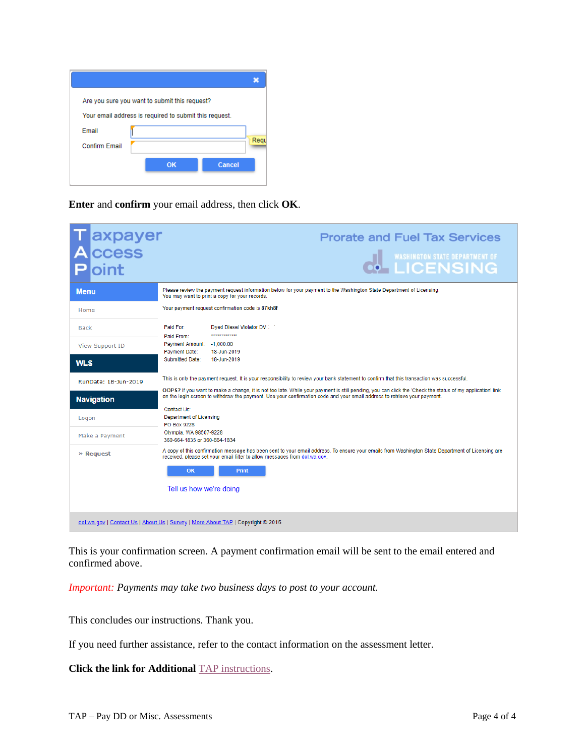**Enter** and **confirm** your email address, then click **OK**.

This is your confirmation screen. A payment confirmation email will be sent to the email entered and confirmed above.

*Important: Payments may take two business days to post to your account.*

This concludes our instructions. Thank you.

If you need further assistance, refer to the contact information on the assessment letter.

**Click the link for Additional** TAP instructions.